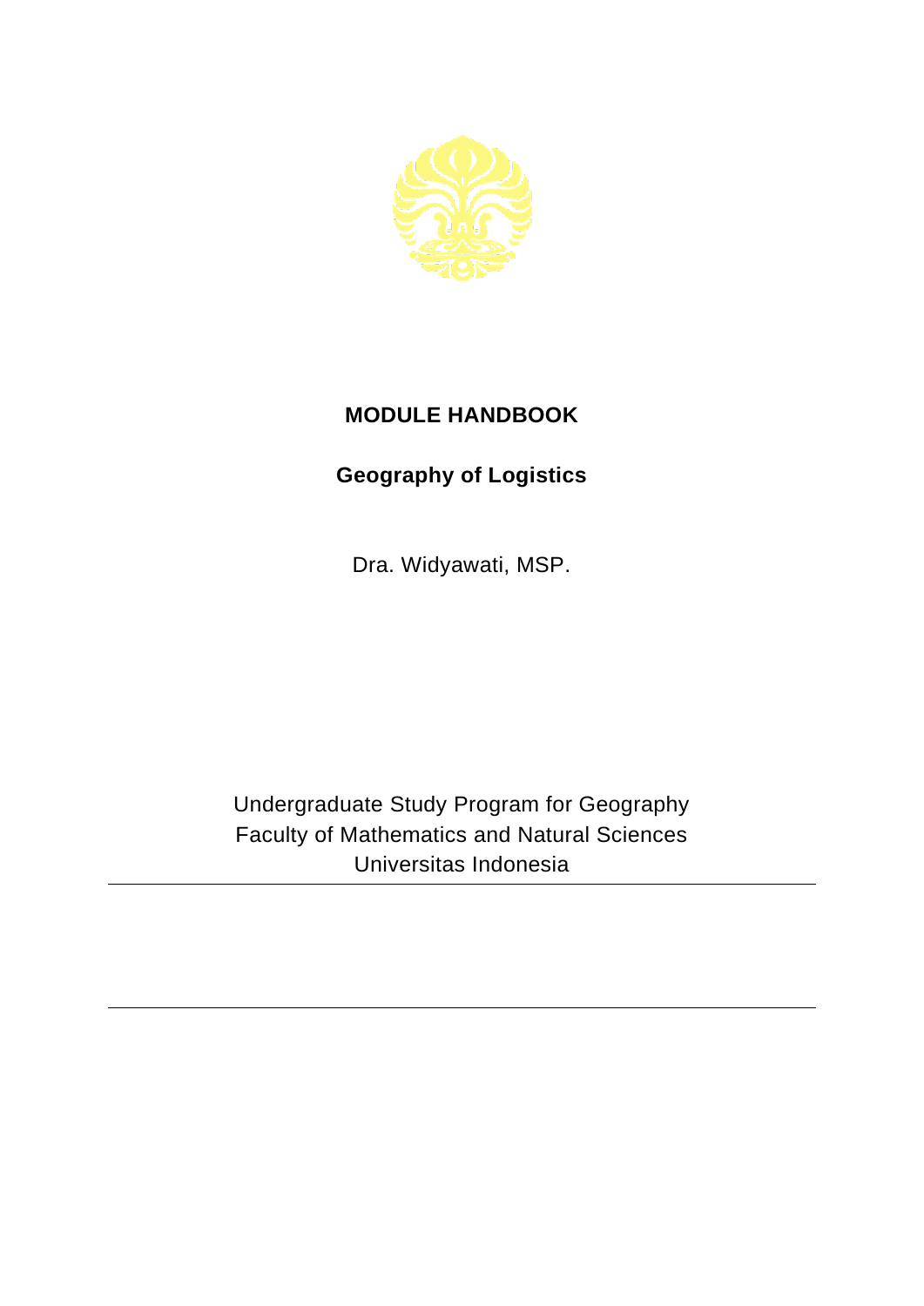# MODULE HANDBOOK

## Geography of Logistics

Dra. Widyawati, MSP.

Undergraduate Study Program for Geography
Faculty of Mathematics and Natural Sciences
Universitas Indonesia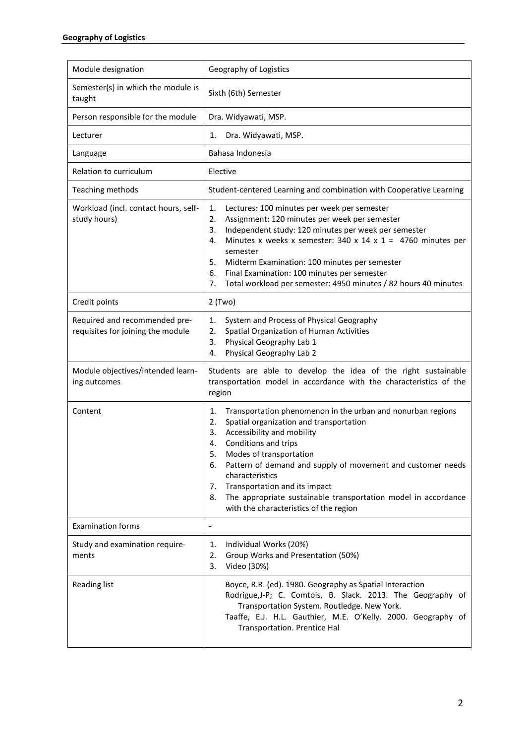**Geography of Logistics**

| | |
|---|---|
| Module designation | Geography of Logistics |
| Semester(s) in which the module is taught | Sixth (6th) Semester |
| Person responsible for the module | Dra. Widyawati, MSP. |
| Lecturer | 1. Dra. Widyawati, MSP. |
| Language | Bahasa Indonesia |
| Relation to curriculum | Elective |
| Teaching methods | Student-centered Learning and combination with Cooperative Learning |
| Workload (incl. contact hours, self-study hours) | 1. Lectures: 100 minutes per week per semester<br>2. Assignment: 120 minutes per week per semester<br>3. Independent study: 120 minutes per week per semester<br>4. Minutes x weeks x semester: 340 x 14 x 1 = 4760 minutes per semester<br>5. Midterm Examination: 100 minutes per semester<br>6. Final Examination: 100 minutes per semester<br>7. Total workload per semester: 4950 minutes / 82 hours 40 minutes |
| Credit points | 2 (Two) |
| Required and recommended pre-requisites for joining the module | 1. System and Process of Physical Geography<br>2. Spatial Organization of Human Activities<br>3. Physical Geography Lab 1<br>4. Physical Geography Lab 2 |
| Module objectives/intended learning outcomes | Students are able to develop the idea of the right sustainable transportation model in accordance with the characteristics of the region |
| Content | 1. Transportation phenomenon in the urban and nonurban regions<br>2. Spatial organization and transportation<br>3. Accessibility and mobility<br>4. Conditions and trips<br>5. Modes of transportation<br>6. Pattern of demand and supply of movement and customer needs characteristics<br>7. Transportation and its impact<br>8. The appropriate sustainable transportation model in accordance with the characteristics of the region |
| Examination forms | - |
| Study and examination requirements | 1. Individual Works (20%)<br>2. Group Works and Presentation (50%)<br>3. Video (30%) |
| Reading list | Boyce, R.R. (ed). 1980. Geography as Spatial Interaction<br>Rodrigue,J-P; C. Comtois, B. Slack. 2013. The Geography of Transportation System. Routledge. New York.<br>Taaffe, E.J. H.L. Gauthier, M.E. O'Kelly. 2000. Geography of Transportation. Prentice Hal |